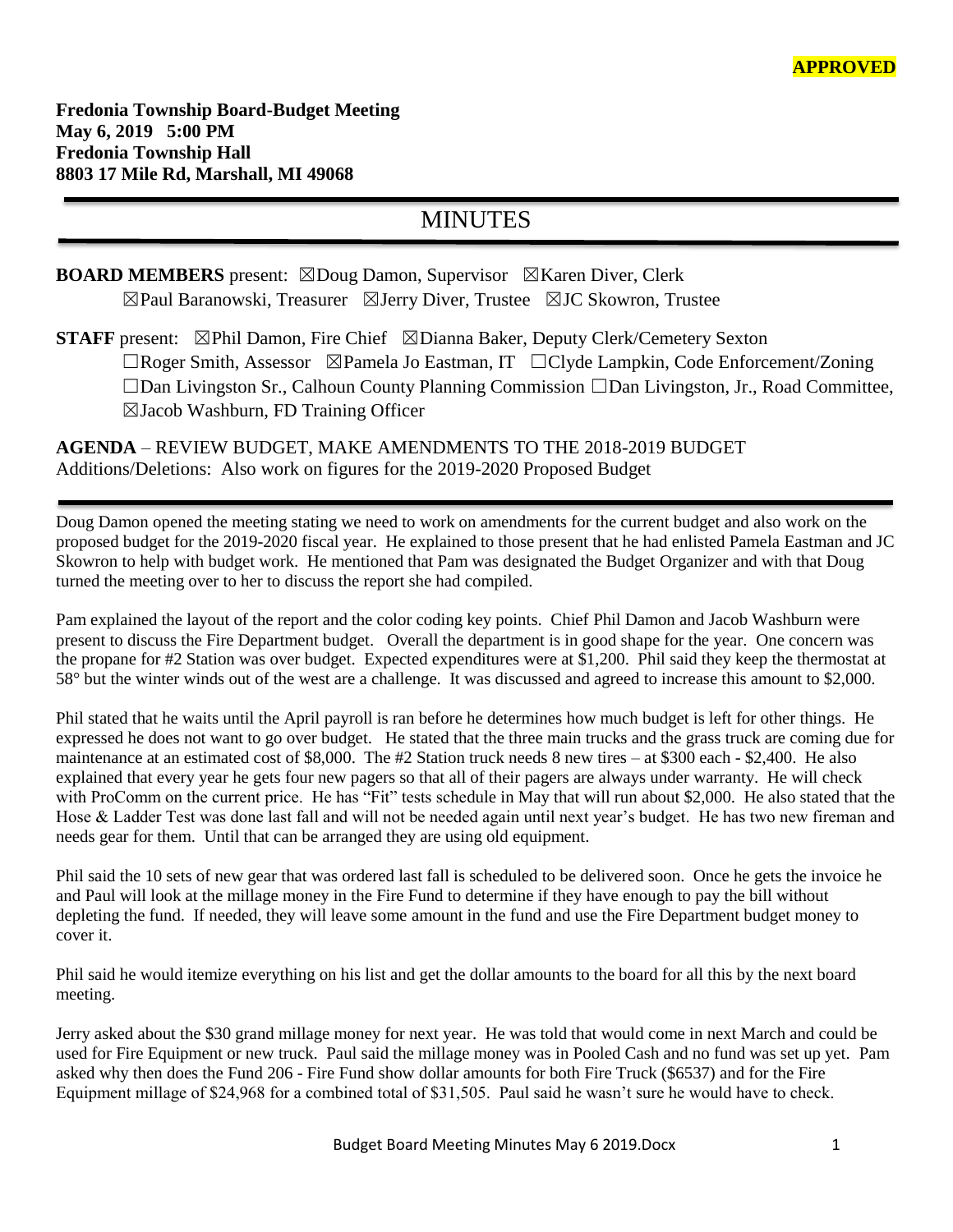**APPROVED**

**Fredonia Township Board-Budget Meeting**
**May 6, 2019 5:00 PM**
**Fredonia Township Hall**
**8803 17 Mile Rd, Marshall, MI 49068**

# MINUTES

**BOARD MEMBERS** present: ☒Doug Damon, Supervisor ☒Karen Diver, Clerk
☒Paul Baranowski, Treasurer ☒Jerry Diver, Trustee ☒JC Skowron, Trustee

**STAFF** present: ☒Phil Damon, Fire Chief ☒Dianna Baker, Deputy Clerk/Cemetery Sexton
☐Roger Smith, Assessor ☒Pamela Jo Eastman, IT ☐Clyde Lampkin, Code Enforcement/Zoning
☐Dan Livingston Sr., Calhoun County Planning Commission ☐Dan Livingston, Jr., Road Committee,
☒Jacob Washburn, FD Training Officer

**AGENDA** – REVIEW BUDGET, MAKE AMENDMENTS TO THE 2018-2019 BUDGET
Additions/Deletions: Also work on figures for the 2019-2020 Proposed Budget

Doug Damon opened the meeting stating we need to work on amendments for the current budget and also work on the proposed budget for the 2019-2020 fiscal year. He explained to those present that he had enlisted Pamela Eastman and JC Skowron to help with budget work. He mentioned that Pam was designated the Budget Organizer and with that Doug turned the meeting over to her to discuss the report she had compiled.

Pam explained the layout of the report and the color coding key points. Chief Phil Damon and Jacob Washburn were present to discuss the Fire Department budget. Overall the department is in good shape for the year. One concern was the propane for #2 Station was over budget. Expected expenditures were at $1,200. Phil said they keep the thermostat at 58° but the winter winds out of the west are a challenge. It was discussed and agreed to increase this amount to $2,000.

Phil stated that he waits until the April payroll is ran before he determines how much budget is left for other things. He expressed he does not want to go over budget. He stated that the three main trucks and the grass truck are coming due for maintenance at an estimated cost of $8,000. The #2 Station truck needs 8 new tires – at $300 each - $2,400. He also explained that every year he gets four new pagers so that all of their pagers are always under warranty. He will check with ProComm on the current price. He has "Fit" tests schedule in May that will run about $2,000. He also stated that the Hose & Ladder Test was done last fall and will not be needed again until next year's budget. He has two new fireman and needs gear for them. Until that can be arranged they are using old equipment.

Phil said the 10 sets of new gear that was ordered last fall is scheduled to be delivered soon. Once he gets the invoice he and Paul will look at the millage money in the Fire Fund to determine if they have enough to pay the bill without depleting the fund. If needed, they will leave some amount in the fund and use the Fire Department budget money to cover it.

Phil said he would itemize everything on his list and get the dollar amounts to the board for all this by the next board meeting.

Jerry asked about the $30 grand millage money for next year. He was told that would come in next March and could be used for Fire Equipment or new truck. Paul said the millage money was in Pooled Cash and no fund was set up yet. Pam asked why then does the Fund 206 - Fire Fund show dollar amounts for both Fire Truck ($6537) and for the Fire Equipment millage of $24,968 for a combined total of $31,505. Paul said he wasn't sure he would have to check.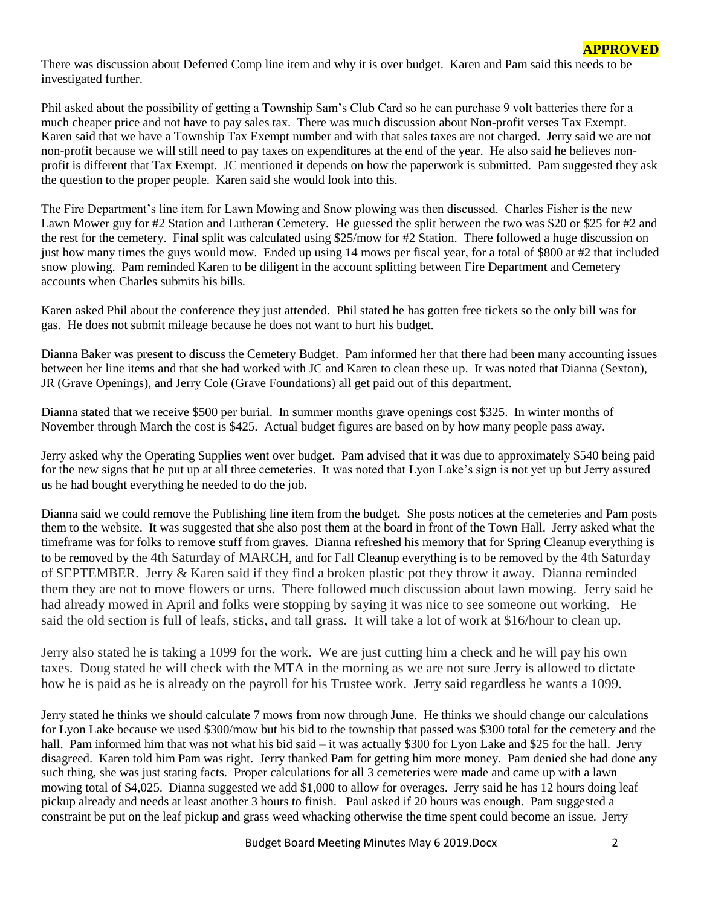**APPROVED**

There was discussion about Deferred Comp line item and why it is over budget. Karen and Pam said this needs to be investigated further.

Phil asked about the possibility of getting a Township Sam's Club Card so he can purchase 9 volt batteries there for a much cheaper price and not have to pay sales tax. There was much discussion about Non-profit verses Tax Exempt. Karen said that we have a Township Tax Exempt number and with that sales taxes are not charged. Jerry said we are not non-profit because we will still need to pay taxes on expenditures at the end of the year. He also said he believes non-profit is different that Tax Exempt. JC mentioned it depends on how the paperwork is submitted. Pam suggested they ask the question to the proper people. Karen said she would look into this.

The Fire Department's line item for Lawn Mowing and Snow plowing was then discussed. Charles Fisher is the new Lawn Mower guy for #2 Station and Lutheran Cemetery. He guessed the split between the two was $20 or $25 for #2 and the rest for the cemetery. Final split was calculated using $25/mow for #2 Station. There followed a huge discussion on just how many times the guys would mow. Ended up using 14 mows per fiscal year, for a total of $800 at #2 that included snow plowing. Pam reminded Karen to be diligent in the account splitting between Fire Department and Cemetery accounts when Charles submits his bills.

Karen asked Phil about the conference they just attended. Phil stated he has gotten free tickets so the only bill was for gas. He does not submit mileage because he does not want to hurt his budget.

Dianna Baker was present to discuss the Cemetery Budget. Pam informed her that there had been many accounting issues between her line items and that she had worked with JC and Karen to clean these up. It was noted that Dianna (Sexton), JR (Grave Openings), and Jerry Cole (Grave Foundations) all get paid out of this department.

Dianna stated that we receive $500 per burial. In summer months grave openings cost $325. In winter months of November through March the cost is $425. Actual budget figures are based on by how many people pass away.

Jerry asked why the Operating Supplies went over budget. Pam advised that it was due to approximately $540 being paid for the new signs that he put up at all three cemeteries. It was noted that Lyon Lake's sign is not yet up but Jerry assured us he had bought everything he needed to do the job.

Dianna said we could remove the Publishing line item from the budget. She posts notices at the cemeteries and Pam posts them to the website. It was suggested that she also post them at the board in front of the Town Hall. Jerry asked what the timeframe was for folks to remove stuff from graves. Dianna refreshed his memory that for Spring Cleanup everything is to be removed by the 4th Saturday of MARCH, and for Fall Cleanup everything is to be removed by the 4th Saturday of SEPTEMBER. Jerry & Karen said if they find a broken plastic pot they throw it away. Dianna reminded them they are not to move flowers or urns. There followed much discussion about lawn mowing. Jerry said he had already mowed in April and folks were stopping by saying it was nice to see someone out working. He said the old section is full of leafs, sticks, and tall grass. It will take a lot of work at $16/hour to clean up.

Jerry also stated he is taking a 1099 for the work. We are just cutting him a check and he will pay his own taxes. Doug stated he will check with the MTA in the morning as we are not sure Jerry is allowed to dictate how he is paid as he is already on the payroll for his Trustee work. Jerry said regardless he wants a 1099.

Jerry stated he thinks we should calculate 7 mows from now through June. He thinks we should change our calculations for Lyon Lake because we used $300/mow but his bid to the township that passed was $300 total for the cemetery and the hall. Pam informed him that was not what his bid said – it was actually $300 for Lyon Lake and $25 for the hall. Jerry disagreed. Karen told him Pam was right. Jerry thanked Pam for getting him more money. Pam denied she had done any such thing, she was just stating facts. Proper calculations for all 3 cemeteries were made and came up with a lawn mowing total of $4,025. Dianna suggested we add $1,000 to allow for overages. Jerry said he has 12 hours doing leaf pickup already and needs at least another 3 hours to finish. Paul asked if 20 hours was enough. Pam suggested a constraint be put on the leaf pickup and grass weed whacking otherwise the time spent could become an issue. Jerry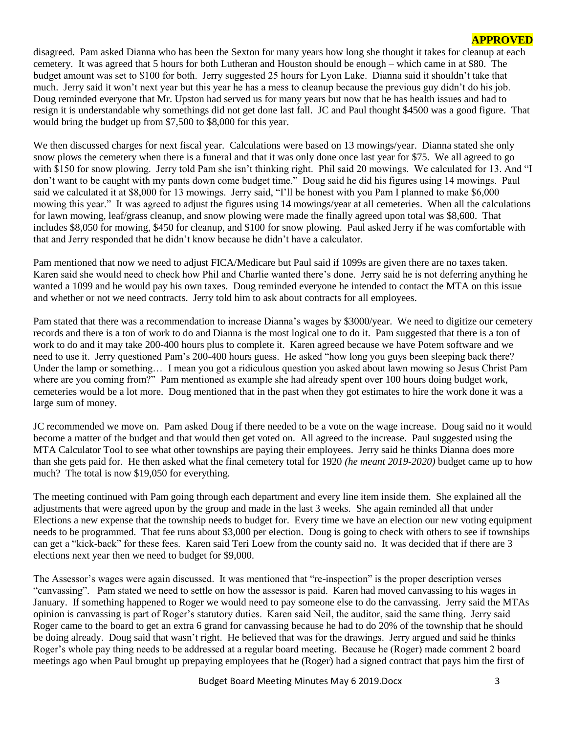**APPROVED**

disagreed. Pam asked Dianna who has been the Sexton for many years how long she thought it takes for cleanup at each cemetery. It was agreed that 5 hours for both Lutheran and Houston should be enough – which came in at $80. The budget amount was set to $100 for both. Jerry suggested 25 hours for Lyon Lake. Dianna said it shouldn't take that much. Jerry said it won't next year but this year he has a mess to cleanup because the previous guy didn't do his job. Doug reminded everyone that Mr. Upston had served us for many years but now that he has health issues and had to resign it is understandable why somethings did not get done last fall. JC and Paul thought $4500 was a good figure. That would bring the budget up from $7,500 to $8,000 for this year.

We then discussed charges for next fiscal year. Calculations were based on 13 mowings/year. Dianna stated she only snow plows the cemetery when there is a funeral and that it was only done once last year for $75. We all agreed to go with $150 for snow plowing. Jerry told Pam she isn't thinking right. Phil said 20 mowings. We calculated for 13. And "I don't want to be caught with my pants down come budget time." Doug said he did his figures using 14 mowings. Paul said we calculated it at $8,000 for 13 mowings. Jerry said, "I'll be honest with you Pam I planned to make $6,000 mowing this year." It was agreed to adjust the figures using 14 mowings/year at all cemeteries. When all the calculations for lawn mowing, leaf/grass cleanup, and snow plowing were made the finally agreed upon total was $8,600. That includes $8,050 for mowing, $450 for cleanup, and $100 for snow plowing. Paul asked Jerry if he was comfortable with that and Jerry responded that he didn't know because he didn't have a calculator.

Pam mentioned that now we need to adjust FICA/Medicare but Paul said if 1099s are given there are no taxes taken. Karen said she would need to check how Phil and Charlie wanted there's done. Jerry said he is not deferring anything he wanted a 1099 and he would pay his own taxes. Doug reminded everyone he intended to contact the MTA on this issue and whether or not we need contracts. Jerry told him to ask about contracts for all employees.

Pam stated that there was a recommendation to increase Dianna's wages by $3000/year. We need to digitize our cemetery records and there is a ton of work to do and Dianna is the most logical one to do it. Pam suggested that there is a ton of work to do and it may take 200-400 hours plus to complete it. Karen agreed because we have Potem software and we need to use it. Jerry questioned Pam's 200-400 hours guess. He asked "how long you guys been sleeping back there? Under the lamp or something… I mean you got a ridiculous question you asked about lawn mowing so Jesus Christ Pam where are you coming from?" Pam mentioned as example she had already spent over 100 hours doing budget work, cemeteries would be a lot more. Doug mentioned that in the past when they got estimates to hire the work done it was a large sum of money.

JC recommended we move on. Pam asked Doug if there needed to be a vote on the wage increase. Doug said no it would become a matter of the budget and that would then get voted on. All agreed to the increase. Paul suggested using the MTA Calculator Tool to see what other townships are paying their employees. Jerry said he thinks Dianna does more than she gets paid for. He then asked what the final cemetery total for 1920 *(he meant 2019-2020)* budget came up to how much? The total is now $19,050 for everything.

The meeting continued with Pam going through each department and every line item inside them. She explained all the adjustments that were agreed upon by the group and made in the last 3 weeks. She again reminded all that under Elections a new expense that the township needs to budget for. Every time we have an election our new voting equipment needs to be programmed. That fee runs about $3,000 per election. Doug is going to check with others to see if townships can get a "kick-back" for these fees. Karen said Teri Loew from the county said no. It was decided that if there are 3 elections next year then we need to budget for $9,000.

The Assessor's wages were again discussed. It was mentioned that "re-inspection" is the proper description verses "canvassing". Pam stated we need to settle on how the assessor is paid. Karen had moved canvassing to his wages in January. If something happened to Roger we would need to pay someone else to do the canvassing. Jerry said the MTAs opinion is canvassing is part of Roger's statutory duties. Karen said Neil, the auditor, said the same thing. Jerry said Roger came to the board to get an extra 6 grand for canvassing because he had to do 20% of the township that he should be doing already. Doug said that wasn't right. He believed that was for the drawings. Jerry argued and said he thinks Roger's whole pay thing needs to be addressed at a regular board meeting. Because he (Roger) made comment 2 board meetings ago when Paul brought up prepaying employees that he (Roger) had a signed contract that pays him the first of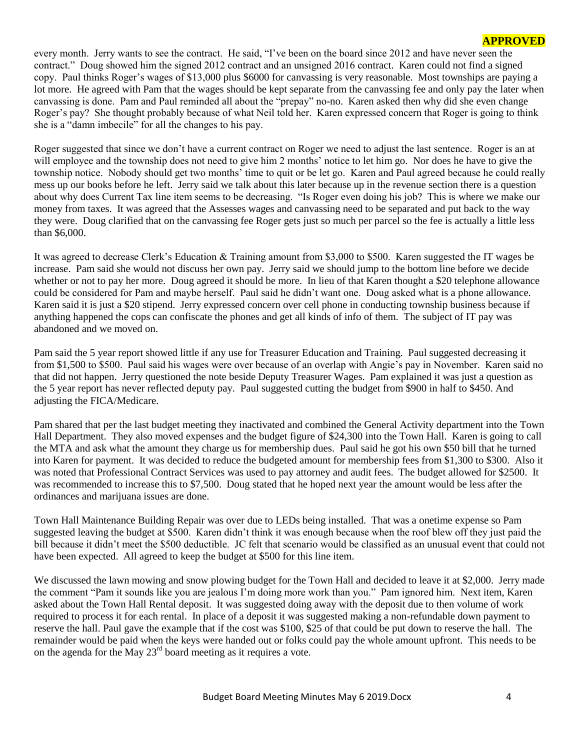**APPROVED**

every month. Jerry wants to see the contract. He said, "I've been on the board since 2012 and have never seen the contract." Doug showed him the signed 2012 contract and an unsigned 2016 contract. Karen could not find a signed copy. Paul thinks Roger's wages of $13,000 plus $6000 for canvassing is very reasonable. Most townships are paying a lot more. He agreed with Pam that the wages should be kept separate from the canvassing fee and only pay the later when canvassing is done. Pam and Paul reminded all about the "prepay" no-no. Karen asked then why did she even change Roger's pay? She thought probably because of what Neil told her. Karen expressed concern that Roger is going to think she is a "damn imbecile" for all the changes to his pay.

Roger suggested that since we don't have a current contract on Roger we need to adjust the last sentence. Roger is an at will employee and the township does not need to give him 2 months' notice to let him go. Nor does he have to give the township notice. Nobody should get two months' time to quit or be let go. Karen and Paul agreed because he could really mess up our books before he left. Jerry said we talk about this later because up in the revenue section there is a question about why does Current Tax line item seems to be decreasing. "Is Roger even doing his job? This is where we make our money from taxes. It was agreed that the Assesses wages and canvassing need to be separated and put back to the way they were. Doug clarified that on the canvassing fee Roger gets just so much per parcel so the fee is actually a little less than $6,000.

It was agreed to decrease Clerk's Education & Training amount from $3,000 to $500. Karen suggested the IT wages be increase. Pam said she would not discuss her own pay. Jerry said we should jump to the bottom line before we decide whether or not to pay her more. Doug agreed it should be more. In lieu of that Karen thought a $20 telephone allowance could be considered for Pam and maybe herself. Paul said he didn't want one. Doug asked what is a phone allowance. Karen said it is just a $20 stipend. Jerry expressed concern over cell phone in conducting township business because if anything happened the cops can confiscate the phones and get all kinds of info of them. The subject of IT pay was abandoned and we moved on.

Pam said the 5 year report showed little if any use for Treasurer Education and Training. Paul suggested decreasing it from $1,500 to $500. Paul said his wages were over because of an overlap with Angie's pay in November. Karen said no that did not happen. Jerry questioned the note beside Deputy Treasurer Wages. Pam explained it was just a question as the 5 year report has never reflected deputy pay. Paul suggested cutting the budget from $900 in half to $450. And adjusting the FICA/Medicare.

Pam shared that per the last budget meeting they inactivated and combined the General Activity department into the Town Hall Department. They also moved expenses and the budget figure of $24,300 into the Town Hall. Karen is going to call the MTA and ask what the amount they charge us for membership dues. Paul said he got his own $50 bill that he turned into Karen for payment. It was decided to reduce the budgeted amount for membership fees from $1,300 to $300. Also it was noted that Professional Contract Services was used to pay attorney and audit fees. The budget allowed for $2500. It was recommended to increase this to $7,500. Doug stated that he hoped next year the amount would be less after the ordinances and marijuana issues are done.

Town Hall Maintenance Building Repair was over due to LEDs being installed. That was a onetime expense so Pam suggested leaving the budget at $500. Karen didn't think it was enough because when the roof blew off they just paid the bill because it didn't meet the $500 deductible. JC felt that scenario would be classified as an unusual event that could not have been expected. All agreed to keep the budget at $500 for this line item.

We discussed the lawn mowing and snow plowing budget for the Town Hall and decided to leave it at $2,000. Jerry made the comment "Pam it sounds like you are jealous I'm doing more work than you." Pam ignored him. Next item, Karen asked about the Town Hall Rental deposit. It was suggested doing away with the deposit due to then volume of work required to process it for each rental. In place of a deposit it was suggested making a non-refundable down payment to reserve the hall. Paul gave the example that if the cost was $100, $25 of that could be put down to reserve the hall. The remainder would be paid when the keys were handed out or folks could pay the whole amount upfront. This needs to be on the agenda for the May 23rd board meeting as it requires a vote.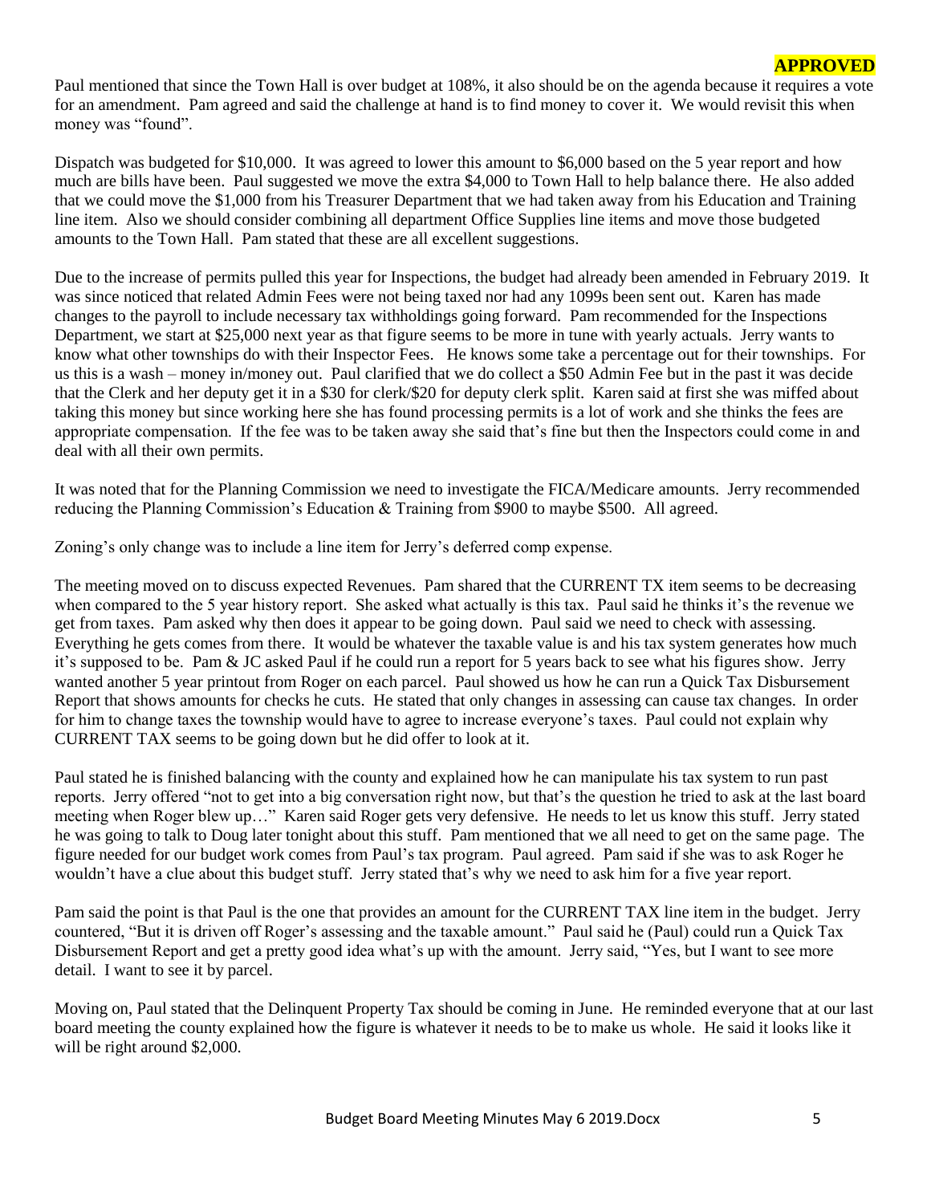**APPROVED**

Paul mentioned that since the Town Hall is over budget at 108%, it also should be on the agenda because it requires a vote for an amendment. Pam agreed and said the challenge at hand is to find money to cover it. We would revisit this when money was "found".

Dispatch was budgeted for $10,000. It was agreed to lower this amount to $6,000 based on the 5 year report and how much are bills have been. Paul suggested we move the extra $4,000 to Town Hall to help balance there. He also added that we could move the $1,000 from his Treasurer Department that we had taken away from his Education and Training line item. Also we should consider combining all department Office Supplies line items and move those budgeted amounts to the Town Hall. Pam stated that these are all excellent suggestions.

Due to the increase of permits pulled this year for Inspections, the budget had already been amended in February 2019. It was since noticed that related Admin Fees were not being taxed nor had any 1099s been sent out. Karen has made changes to the payroll to include necessary tax withholdings going forward. Pam recommended for the Inspections Department, we start at $25,000 next year as that figure seems to be more in tune with yearly actuals. Jerry wants to know what other townships do with their Inspector Fees. He knows some take a percentage out for their townships. For us this is a wash – money in/money out. Paul clarified that we do collect a $50 Admin Fee but in the past it was decide that the Clerk and her deputy get it in a $30 for clerk/$20 for deputy clerk split. Karen said at first she was miffed about taking this money but since working here she has found processing permits is a lot of work and she thinks the fees are appropriate compensation. If the fee was to be taken away she said that's fine but then the Inspectors could come in and deal with all their own permits.

It was noted that for the Planning Commission we need to investigate the FICA/Medicare amounts. Jerry recommended reducing the Planning Commission's Education & Training from $900 to maybe $500. All agreed.

Zoning's only change was to include a line item for Jerry's deferred comp expense.

The meeting moved on to discuss expected Revenues. Pam shared that the CURRENT TX item seems to be decreasing when compared to the 5 year history report. She asked what actually is this tax. Paul said he thinks it's the revenue we get from taxes. Pam asked why then does it appear to be going down. Paul said we need to check with assessing. Everything he gets comes from there. It would be whatever the taxable value is and his tax system generates how much it's supposed to be. Pam & JC asked Paul if he could run a report for 5 years back to see what his figures show. Jerry wanted another 5 year printout from Roger on each parcel. Paul showed us how he can run a Quick Tax Disbursement Report that shows amounts for checks he cuts. He stated that only changes in assessing can cause tax changes. In order for him to change taxes the township would have to agree to increase everyone's taxes. Paul could not explain why CURRENT TAX seems to be going down but he did offer to look at it.

Paul stated he is finished balancing with the county and explained how he can manipulate his tax system to run past reports. Jerry offered "not to get into a big conversation right now, but that's the question he tried to ask at the last board meeting when Roger blew up…" Karen said Roger gets very defensive. He needs to let us know this stuff. Jerry stated he was going to talk to Doug later tonight about this stuff. Pam mentioned that we all need to get on the same page. The figure needed for our budget work comes from Paul's tax program. Paul agreed. Pam said if she was to ask Roger he wouldn't have a clue about this budget stuff. Jerry stated that's why we need to ask him for a five year report.

Pam said the point is that Paul is the one that provides an amount for the CURRENT TAX line item in the budget. Jerry countered, "But it is driven off Roger's assessing and the taxable amount." Paul said he (Paul) could run a Quick Tax Disbursement Report and get a pretty good idea what's up with the amount. Jerry said, "Yes, but I want to see more detail. I want to see it by parcel.

Moving on, Paul stated that the Delinquent Property Tax should be coming in June. He reminded everyone that at our last board meeting the county explained how the figure is whatever it needs to be to make us whole. He said it looks like it will be right around $2,000.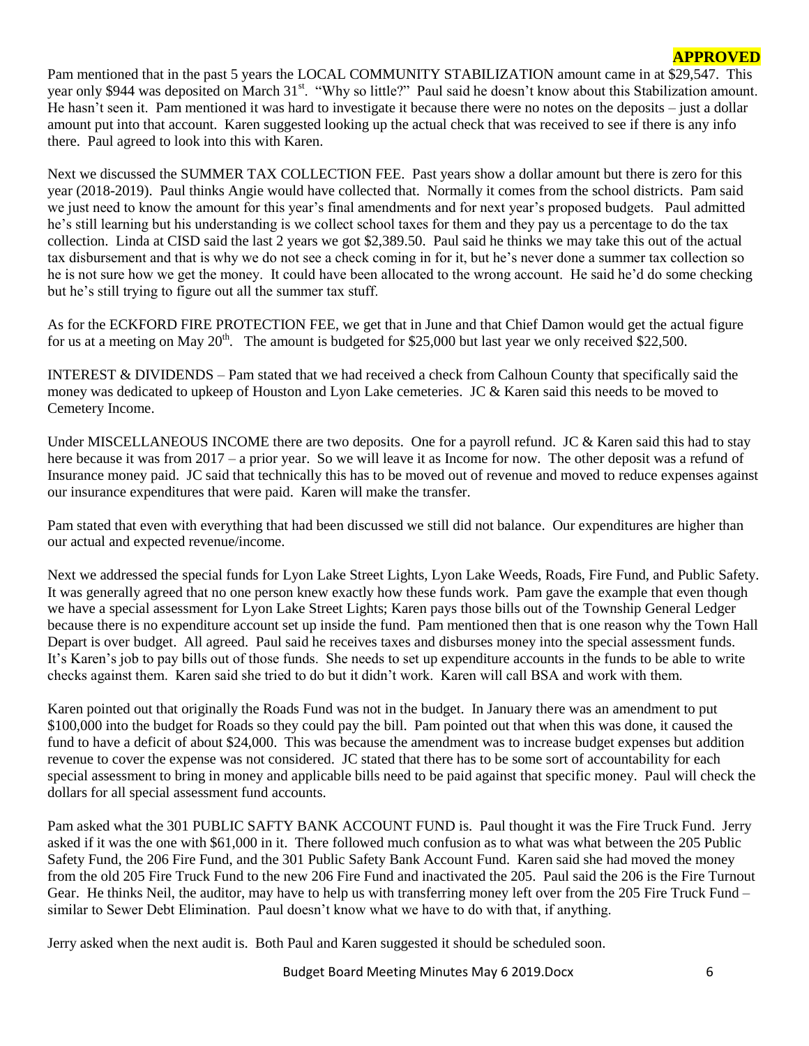**APPROVED**

Pam mentioned that in the past 5 years the LOCAL COMMUNITY STABILIZATION amount came in at $29,547. This year only $944 was deposited on March 31st. "Why so little?" Paul said he doesn't know about this Stabilization amount. He hasn't seen it. Pam mentioned it was hard to investigate it because there were no notes on the deposits – just a dollar amount put into that account. Karen suggested looking up the actual check that was received to see if there is any info there. Paul agreed to look into this with Karen.

Next we discussed the SUMMER TAX COLLECTION FEE. Past years show a dollar amount but there is zero for this year (2018-2019). Paul thinks Angie would have collected that. Normally it comes from the school districts. Pam said we just need to know the amount for this year's final amendments and for next year's proposed budgets. Paul admitted he's still learning but his understanding is we collect school taxes for them and they pay us a percentage to do the tax collection. Linda at CISD said the last 2 years we got $2,389.50. Paul said he thinks we may take this out of the actual tax disbursement and that is why we do not see a check coming in for it, but he's never done a summer tax collection so he is not sure how we get the money. It could have been allocated to the wrong account. He said he'd do some checking but he's still trying to figure out all the summer tax stuff.

As for the ECKFORD FIRE PROTECTION FEE, we get that in June and that Chief Damon would get the actual figure for us at a meeting on May 20th. The amount is budgeted for $25,000 but last year we only received $22,500.

INTEREST & DIVIDENDS – Pam stated that we had received a check from Calhoun County that specifically said the money was dedicated to upkeep of Houston and Lyon Lake cemeteries. JC & Karen said this needs to be moved to Cemetery Income.

Under MISCELLANEOUS INCOME there are two deposits. One for a payroll refund. JC & Karen said this had to stay here because it was from 2017 – a prior year. So we will leave it as Income for now. The other deposit was a refund of Insurance money paid. JC said that technically this has to be moved out of revenue and moved to reduce expenses against our insurance expenditures that were paid. Karen will make the transfer.

Pam stated that even with everything that had been discussed we still did not balance. Our expenditures are higher than our actual and expected revenue/income.

Next we addressed the special funds for Lyon Lake Street Lights, Lyon Lake Weeds, Roads, Fire Fund, and Public Safety. It was generally agreed that no one person knew exactly how these funds work. Pam gave the example that even though we have a special assessment for Lyon Lake Street Lights; Karen pays those bills out of the Township General Ledger because there is no expenditure account set up inside the fund. Pam mentioned then that is one reason why the Town Hall Depart is over budget. All agreed. Paul said he receives taxes and disburses money into the special assessment funds. It's Karen's job to pay bills out of those funds. She needs to set up expenditure accounts in the funds to be able to write checks against them. Karen said she tried to do but it didn't work. Karen will call BSA and work with them.

Karen pointed out that originally the Roads Fund was not in the budget. In January there was an amendment to put $100,000 into the budget for Roads so they could pay the bill. Pam pointed out that when this was done, it caused the fund to have a deficit of about $24,000. This was because the amendment was to increase budget expenses but addition revenue to cover the expense was not considered. JC stated that there has to be some sort of accountability for each special assessment to bring in money and applicable bills need to be paid against that specific money. Paul will check the dollars for all special assessment fund accounts.

Pam asked what the 301 PUBLIC SAFTY BANK ACCOUNT FUND is. Paul thought it was the Fire Truck Fund. Jerry asked if it was the one with $61,000 in it. There followed much confusion as to what was what between the 205 Public Safety Fund, the 206 Fire Fund, and the 301 Public Safety Bank Account Fund. Karen said she had moved the money from the old 205 Fire Truck Fund to the new 206 Fire Fund and inactivated the 205. Paul said the 206 is the Fire Turnout Gear. He thinks Neil, the auditor, may have to help us with transferring money left over from the 205 Fire Truck Fund – similar to Sewer Debt Elimination. Paul doesn't know what we have to do with that, if anything.

Jerry asked when the next audit is. Both Paul and Karen suggested it should be scheduled soon.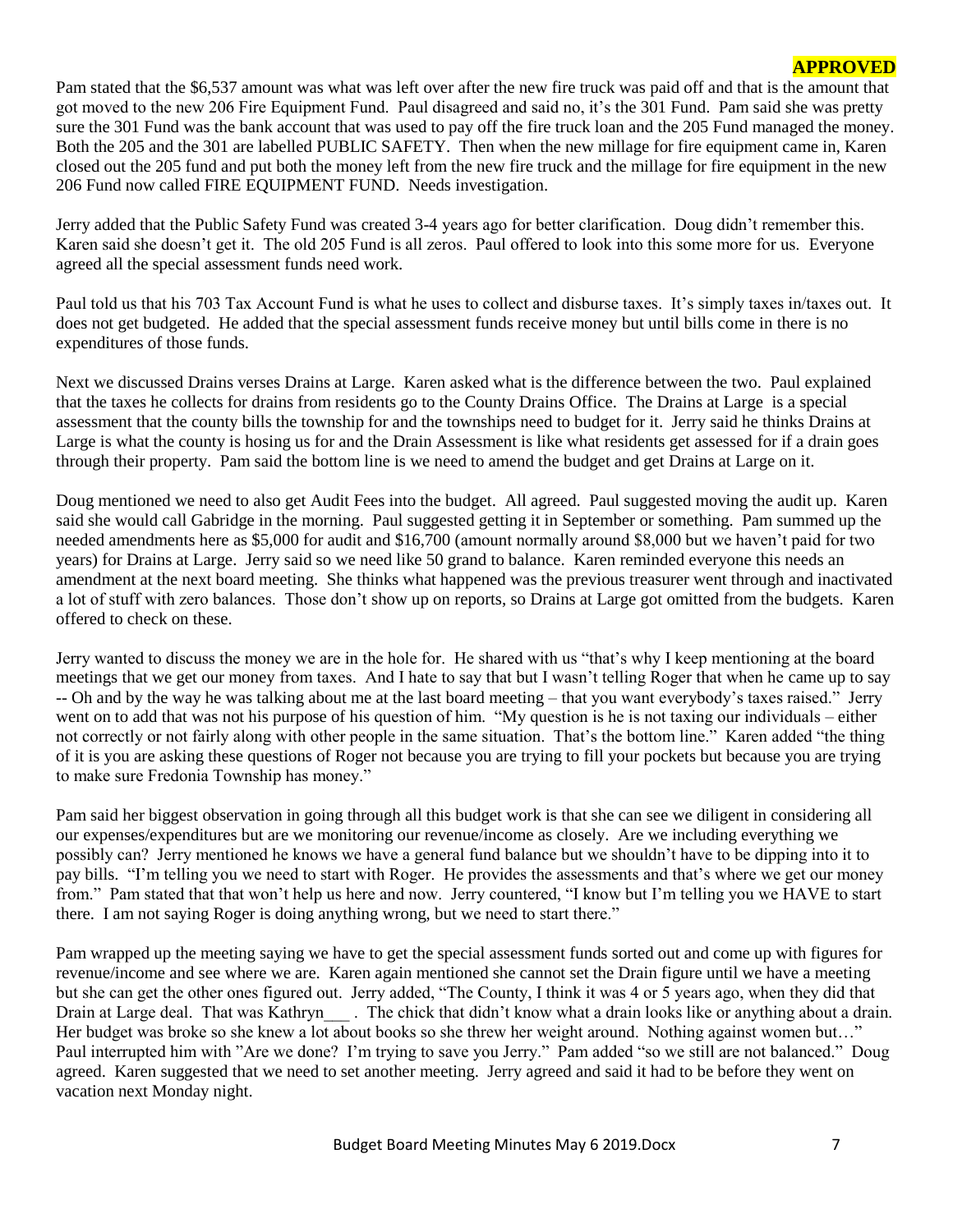**APPROVED**

Pam stated that the $6,537 amount was what was left over after the new fire truck was paid off and that is the amount that got moved to the new 206 Fire Equipment Fund. Paul disagreed and said no, it's the 301 Fund. Pam said she was pretty sure the 301 Fund was the bank account that was used to pay off the fire truck loan and the 205 Fund managed the money. Both the 205 and the 301 are labelled PUBLIC SAFETY. Then when the new millage for fire equipment came in, Karen closed out the 205 fund and put both the money left from the new fire truck and the millage for fire equipment in the new 206 Fund now called FIRE EQUIPMENT FUND. Needs investigation.

Jerry added that the Public Safety Fund was created 3-4 years ago for better clarification. Doug didn't remember this. Karen said she doesn't get it. The old 205 Fund is all zeros. Paul offered to look into this some more for us. Everyone agreed all the special assessment funds need work.

Paul told us that his 703 Tax Account Fund is what he uses to collect and disburse taxes. It's simply taxes in/taxes out. It does not get budgeted. He added that the special assessment funds receive money but until bills come in there is no expenditures of those funds.

Next we discussed Drains verses Drains at Large. Karen asked what is the difference between the two. Paul explained that the taxes he collects for drains from residents go to the County Drains Office. The Drains at Large is a special assessment that the county bills the township for and the townships need to budget for it. Jerry said he thinks Drains at Large is what the county is hosing us for and the Drain Assessment is like what residents get assessed for if a drain goes through their property. Pam said the bottom line is we need to amend the budget and get Drains at Large on it.

Doug mentioned we need to also get Audit Fees into the budget. All agreed. Paul suggested moving the audit up. Karen said she would call Gabridge in the morning. Paul suggested getting it in September or something. Pam summed up the needed amendments here as $5,000 for audit and $16,700 (amount normally around $8,000 but we haven't paid for two years) for Drains at Large. Jerry said so we need like 50 grand to balance. Karen reminded everyone this needs an amendment at the next board meeting. She thinks what happened was the previous treasurer went through and inactivated a lot of stuff with zero balances. Those don't show up on reports, so Drains at Large got omitted from the budgets. Karen offered to check on these.

Jerry wanted to discuss the money we are in the hole for. He shared with us "that's why I keep mentioning at the board meetings that we get our money from taxes. And I hate to say that but I wasn't telling Roger that when he came up to say -- Oh and by the way he was talking about me at the last board meeting – that you want everybody's taxes raised." Jerry went on to add that was not his purpose of his question of him. "My question is he is not taxing our individuals – either not correctly or not fairly along with other people in the same situation. That's the bottom line." Karen added "the thing of it is you are asking these questions of Roger not because you are trying to fill your pockets but because you are trying to make sure Fredonia Township has money."

Pam said her biggest observation in going through all this budget work is that she can see we diligent in considering all our expenses/expenditures but are we monitoring our revenue/income as closely. Are we including everything we possibly can? Jerry mentioned he knows we have a general fund balance but we shouldn't have to be dipping into it to pay bills. "I'm telling you we need to start with Roger. He provides the assessments and that's where we get our money from." Pam stated that that won't help us here and now. Jerry countered, "I know but I'm telling you we HAVE to start there. I am not saying Roger is doing anything wrong, but we need to start there."

Pam wrapped up the meeting saying we have to get the special assessment funds sorted out and come up with figures for revenue/income and see where we are. Karen again mentioned she cannot set the Drain figure until we have a meeting but she can get the other ones figured out. Jerry added, "The County, I think it was 4 or 5 years ago, when they did that Drain at Large deal. That was Kathryn___ . The chick that didn't know what a drain looks like or anything about a drain. Her budget was broke so she knew a lot about books so she threw her weight around. Nothing against women but…" Paul interrupted him with "Are we done? I'm trying to save you Jerry." Pam added "so we still are not balanced." Doug agreed. Karen suggested that we need to set another meeting. Jerry agreed and said it had to be before they went on vacation next Monday night.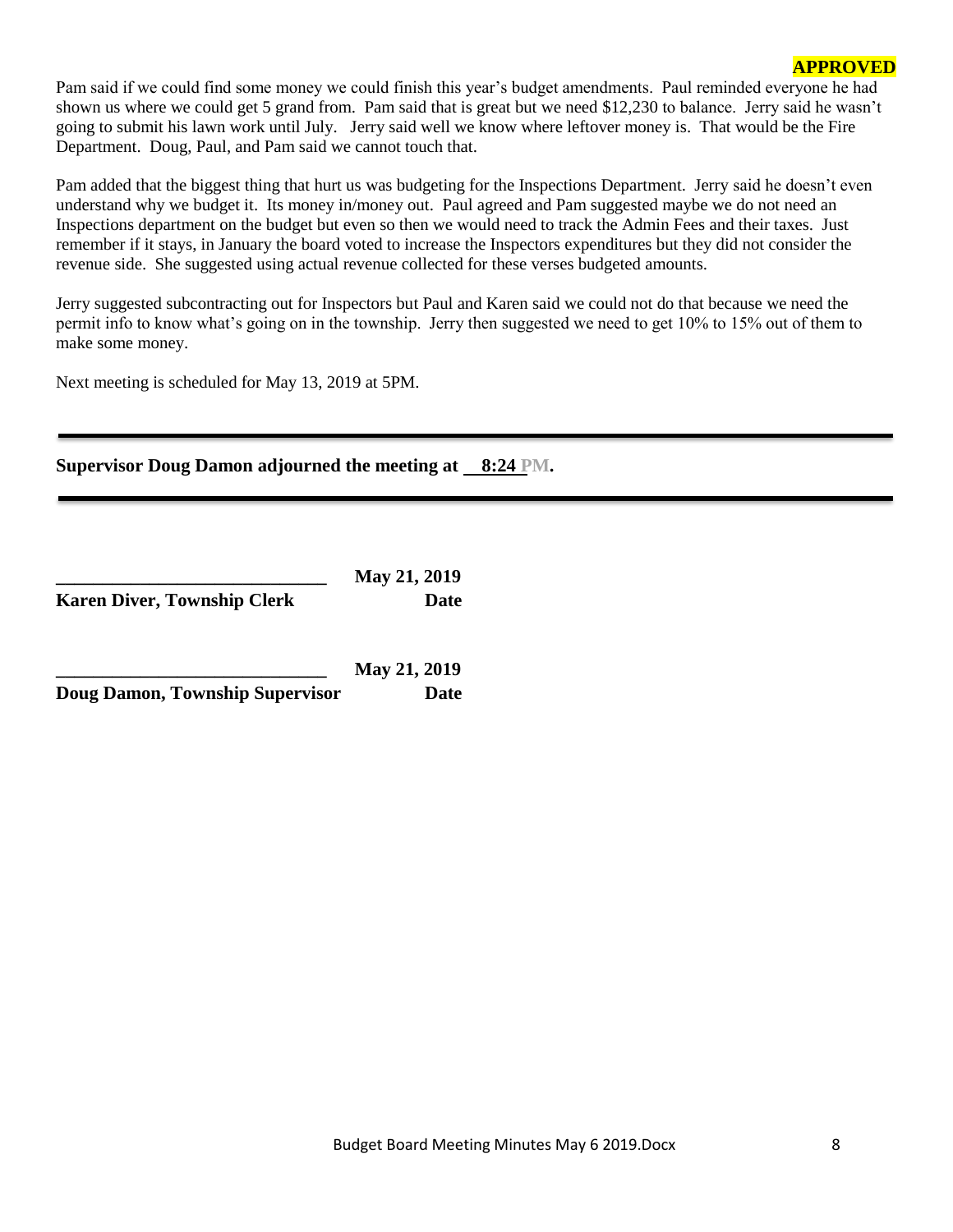**APPROVED**

Pam said if we could find some money we could finish this year's budget amendments. Paul reminded everyone he had shown us where we could get 5 grand from. Pam said that is great but we need $12,230 to balance. Jerry said he wasn't going to submit his lawn work until July. Jerry said well we know where leftover money is. That would be the Fire Department. Doug, Paul, and Pam said we cannot touch that.

Pam added that the biggest thing that hurt us was budgeting for the Inspections Department. Jerry said he doesn't even understand why we budget it. Its money in/money out. Paul agreed and Pam suggested maybe we do not need an Inspections department on the budget but even so then we would need to track the Admin Fees and their taxes. Just remember if it stays, in January the board voted to increase the Inspectors expenditures but they did not consider the revenue side. She suggested using actual revenue collected for these verses budgeted amounts.

Jerry suggested subcontracting out for Inspectors but Paul and Karen said we could not do that because we need the permit info to know what's going on in the township. Jerry then suggested we need to get 10% to 15% out of them to make some money.

Next meeting is scheduled for May 13, 2019 at 5PM.

---

**Supervisor Doug Damon adjourned the meeting at 8:24 PM.**

---

| | |
|---|---|
| **\_\_\_\_\_\_\_\_\_\_\_\_\_\_\_\_\_\_\_\_\_\_\_\_\_\_\_\_\_** | **May 21, 2019** |
| **Karen Diver, Township Clerk** | **Date** |
| **\_\_\_\_\_\_\_\_\_\_\_\_\_\_\_\_\_\_\_\_\_\_\_\_\_\_\_\_\_** | **May 21, 2019** |
| **Doug Damon, Township Supervisor** | **Date** |